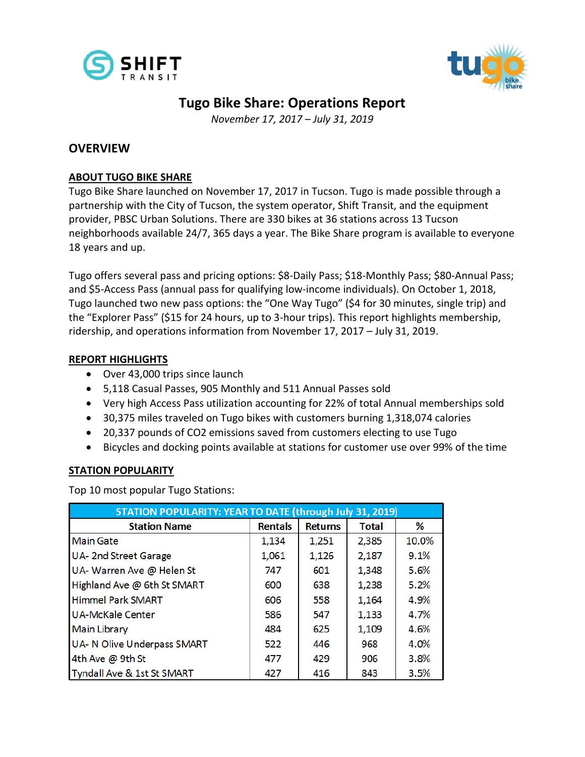# Tugo Bike Share: Operations Report

*November 17, 2017 – July 31, 2019*

## OVERVIEW

### ABOUT TUGO BIKE SHARE

Tugo Bike Share launched on November 17, 2017 in Tucson. Tugo is made possible through a partnership with the City of Tucson, the system operator, Shift Transit, and the equipment provider, PBSC Urban Solutions. There are 330 bikes at 36 stations across 13 Tucson neighborhoods available 24/7, 365 days a year. The Bike Share program is available to everyone 18 years and up.

Tugo offers several pass and pricing options: $8-Daily Pass; $18-Monthly Pass; $80-Annual Pass; and $5-Access Pass (annual pass for qualifying low-income individuals). On October 1, 2018, Tugo launched two new pass options: the "One Way Tugo" ($4 for 30 minutes, single trip) and the "Explorer Pass" ($15 for 24 hours, up to 3-hour trips). This report highlights membership, ridership, and operations information from November 17, 2017 – July 31, 2019.

### REPORT HIGHLIGHTS

- Over 43,000 trips since launch
- 5,118 Casual Passes, 905 Monthly and 511 Annual Passes sold
- Very high Access Pass utilization accounting for 22% of total Annual memberships sold
- 30,375 miles traveled on Tugo bikes with customers burning 1,318,074 calories
- 20,337 pounds of CO2 emissions saved from customers electing to use Tugo
- Bicycles and docking points available at stations for customer use over 99% of the time

### STATION POPULARITY

Top 10 most popular Tugo Stations:

| STATION POPULARITY: YEAR TO DATE (through July 31, 2019) | | | | |
|---|---|---|---|---|
| Station Name | Rentals | Returns | Total | % |
| Main Gate | 1,134 | 1,251 | 2,385 | 10.0% |
| UA- 2nd Street Garage | 1,061 | 1,126 | 2,187 | 9.1% |
| UA- Warren Ave @ Helen St | 747 | 601 | 1,348 | 5.6% |
| Highland Ave @ 6th St SMART | 600 | 638 | 1,238 | 5.2% |
| Himmel Park SMART | 606 | 558 | 1,164 | 4.9% |
| UA-McKale Center | 586 | 547 | 1,133 | 4.7% |
| Main Library | 484 | 625 | 1,109 | 4.6% |
| UA- N Olive Underpass SMART | 522 | 446 | 968 | 4.0% |
| 4th Ave @ 9th St | 477 | 429 | 906 | 3.8% |
| Tyndall Ave & 1st St SMART | 427 | 416 | 843 | 3.5% |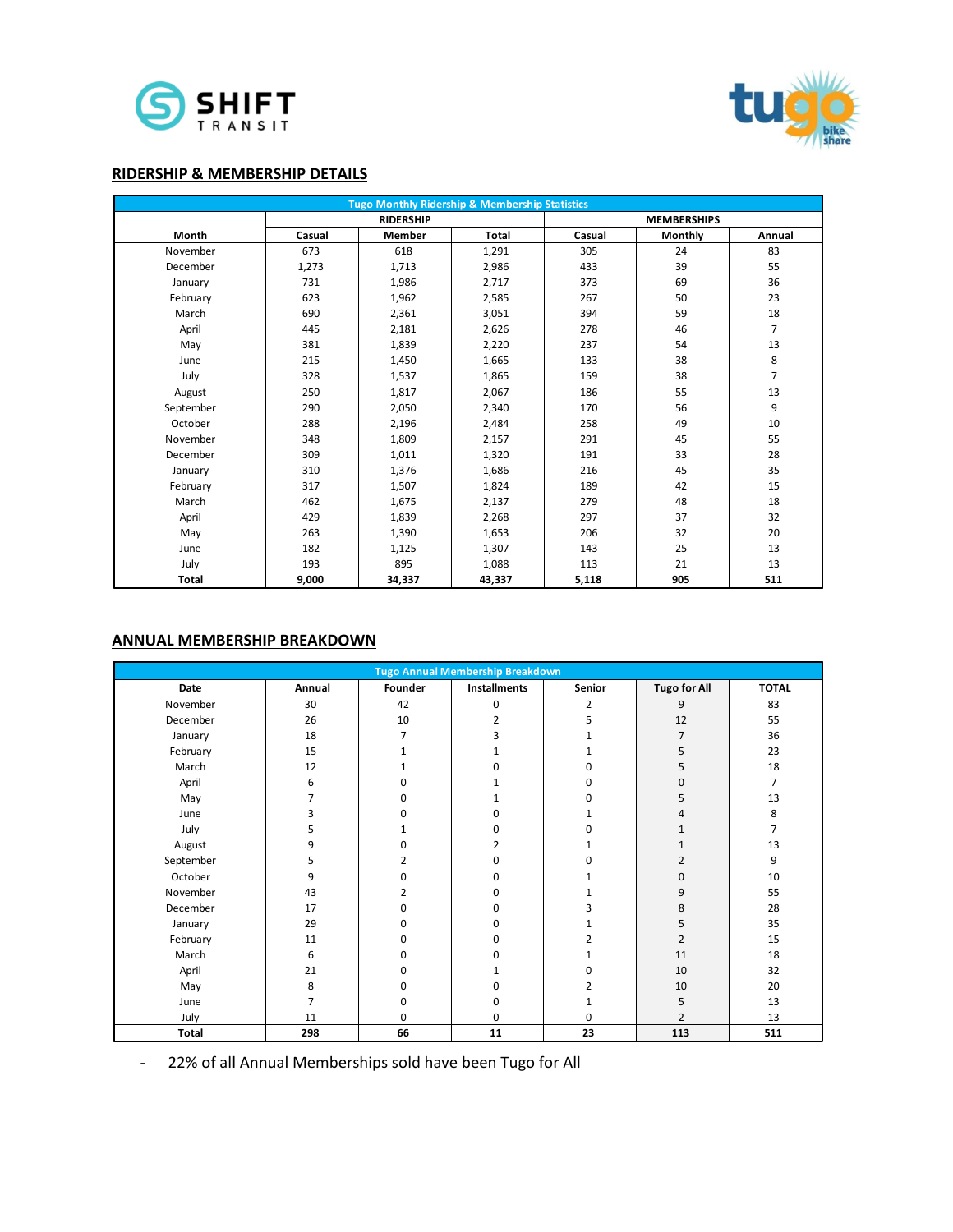## RIDERSHIP & MEMBERSHIP DETAILS

| Tugo Monthly Ridership & Membership Statistics | | | | | | |
|---|---|---|---|---|---|---|
| | RIDERSHIP | | | MEMBERSHIPS | | |
| Month | Casual | Member | Total | Casual | Monthly | Annual |
| November | 673 | 618 | 1,291 | 305 | 24 | 83 |
| December | 1,273 | 1,713 | 2,986 | 433 | 39 | 55 |
| January | 731 | 1,986 | 2,717 | 373 | 69 | 36 |
| February | 623 | 1,962 | 2,585 | 267 | 50 | 23 |
| March | 690 | 2,361 | 3,051 | 394 | 59 | 18 |
| April | 445 | 2,181 | 2,626 | 278 | 46 | 7 |
| May | 381 | 1,839 | 2,220 | 237 | 54 | 13 |
| June | 215 | 1,450 | 1,665 | 133 | 38 | 8 |
| July | 328 | 1,537 | 1,865 | 159 | 38 | 7 |
| August | 250 | 1,817 | 2,067 | 186 | 55 | 13 |
| September | 290 | 2,050 | 2,340 | 170 | 56 | 9 |
| October | 288 | 2,196 | 2,484 | 258 | 49 | 10 |
| November | 348 | 1,809 | 2,157 | 291 | 45 | 55 |
| December | 309 | 1,011 | 1,320 | 191 | 33 | 28 |
| January | 310 | 1,376 | 1,686 | 216 | 45 | 35 |
| February | 317 | 1,507 | 1,824 | 189 | 42 | 15 |
| March | 462 | 1,675 | 2,137 | 279 | 48 | 18 |
| April | 429 | 1,839 | 2,268 | 297 | 37 | 32 |
| May | 263 | 1,390 | 1,653 | 206 | 32 | 20 |
| June | 182 | 1,125 | 1,307 | 143 | 25 | 13 |
| July | 193 | 895 | 1,088 | 113 | 21 | 13 |
| **Total** | **9,000** | **34,337** | **43,337** | **5,118** | **905** | **511** |

## ANNUAL MEMBERSHIP BREAKDOWN

| Tugo Annual Membership Breakdown | | | | | | |
|---|---|---|---|---|---|---|
| Date | Annual | Founder | Installments | Senior | Tugo for All | TOTAL |
| November | 30 | 42 | 0 | 2 | 9 | 83 |
| December | 26 | 10 | 2 | 5 | 12 | 55 |
| January | 18 | 7 | 3 | 1 | 7 | 36 |
| February | 15 | 1 | 1 | 1 | 5 | 23 |
| March | 12 | 1 | 0 | 0 | 5 | 18 |
| April | 6 | 0 | 1 | 0 | 0 | 7 |
| May | 7 | 0 | 1 | 0 | 5 | 13 |
| June | 3 | 0 | 0 | 1 | 4 | 8 |
| July | 5 | 1 | 0 | 0 | 1 | 7 |
| August | 9 | 0 | 2 | 1 | 1 | 13 |
| September | 5 | 2 | 0 | 0 | 2 | 9 |
| October | 9 | 0 | 0 | 1 | 0 | 10 |
| November | 43 | 2 | 0 | 1 | 9 | 55 |
| December | 17 | 0 | 0 | 3 | 8 | 28 |
| January | 29 | 0 | 0 | 1 | 5 | 35 |
| February | 11 | 0 | 0 | 2 | 2 | 15 |
| March | 6 | 0 | 0 | 1 | 11 | 18 |
| April | 21 | 0 | 1 | 0 | 10 | 32 |
| May | 8 | 0 | 0 | 2 | 10 | 20 |
| June | 7 | 0 | 0 | 1 | 5 | 13 |
| July | 11 | 0 | 0 | 0 | 2 | 13 |
| **Total** | **298** | **66** | **11** | **23** | **113** | **511** |

- 22% of all Annual Memberships sold have been Tugo for All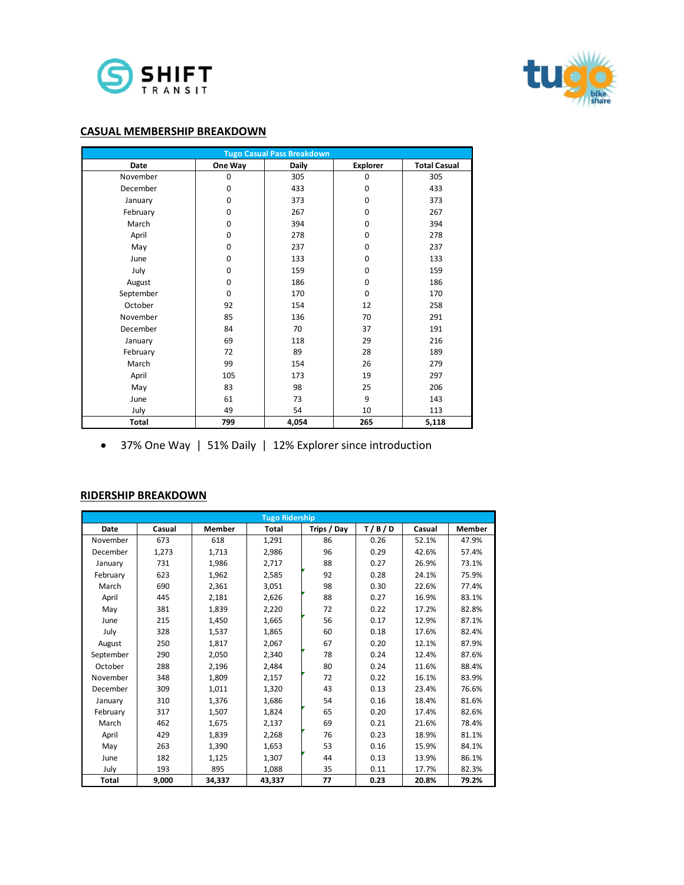## CASUAL MEMBERSHIP BREAKDOWN

| Tugo Casual Pass Breakdown | | | | |
|---|---|---|---|---|
| Date | One Way | Daily | Explorer | Total Casual |
| November | 0 | 305 | 0 | 305 |
| December | 0 | 433 | 0 | 433 |
| January | 0 | 373 | 0 | 373 |
| February | 0 | 267 | 0 | 267 |
| March | 0 | 394 | 0 | 394 |
| April | 0 | 278 | 0 | 278 |
| May | 0 | 237 | 0 | 237 |
| June | 0 | 133 | 0 | 133 |
| July | 0 | 159 | 0 | 159 |
| August | 0 | 186 | 0 | 186 |
| September | 0 | 170 | 0 | 170 |
| October | 92 | 154 | 12 | 258 |
| November | 85 | 136 | 70 | 291 |
| December | 84 | 70 | 37 | 191 |
| January | 69 | 118 | 29 | 216 |
| February | 72 | 89 | 28 | 189 |
| March | 99 | 154 | 26 | 279 |
| April | 105 | 173 | 19 | 297 |
| May | 83 | 98 | 25 | 206 |
| June | 61 | 73 | 9 | 143 |
| July | 49 | 54 | 10 | 113 |
| **Total** | **799** | **4,054** | **265** | **5,118** |

- 37% One Way | 51% Daily | 12% Explorer since introduction

## RIDERSHIP BREAKDOWN

| Tugo Ridership | | | | | | | |
|---|---|---|---|---|---|---|---|
| Date | Casual | Member | Total | Trips / Day | T / B / D | Casual | Member |
| November | 673 | 618 | 1,291 | 86 | 0.26 | 52.1% | 47.9% |
| December | 1,273 | 1,713 | 2,986 | 96 | 0.29 | 42.6% | 57.4% |
| January | 731 | 1,986 | 2,717 | 88 | 0.27 | 26.9% | 73.1% |
| February | 623 | 1,962 | 2,585 | 92 | 0.28 | 24.1% | 75.9% |
| March | 690 | 2,361 | 3,051 | 98 | 0.30 | 22.6% | 77.4% |
| April | 445 | 2,181 | 2,626 | 88 | 0.27 | 16.9% | 83.1% |
| May | 381 | 1,839 | 2,220 | 72 | 0.22 | 17.2% | 82.8% |
| June | 215 | 1,450 | 1,665 | 56 | 0.17 | 12.9% | 87.1% |
| July | 328 | 1,537 | 1,865 | 60 | 0.18 | 17.6% | 82.4% |
| August | 250 | 1,817 | 2,067 | 67 | 0.20 | 12.1% | 87.9% |
| September | 290 | 2,050 | 2,340 | 78 | 0.24 | 12.4% | 87.6% |
| October | 288 | 2,196 | 2,484 | 80 | 0.24 | 11.6% | 88.4% |
| November | 348 | 1,809 | 2,157 | 72 | 0.22 | 16.1% | 83.9% |
| December | 309 | 1,011 | 1,320 | 43 | 0.13 | 23.4% | 76.6% |
| January | 310 | 1,376 | 1,686 | 54 | 0.16 | 18.4% | 81.6% |
| February | 317 | 1,507 | 1,824 | 65 | 0.20 | 17.4% | 82.6% |
| March | 462 | 1,675 | 2,137 | 69 | 0.21 | 21.6% | 78.4% |
| April | 429 | 1,839 | 2,268 | 76 | 0.23 | 18.9% | 81.1% |
| May | 263 | 1,390 | 1,653 | 53 | 0.16 | 15.9% | 84.1% |
| June | 182 | 1,125 | 1,307 | 44 | 0.13 | 13.9% | 86.1% |
| July | 193 | 895 | 1,088 | 35 | 0.11 | 17.7% | 82.3% |
| **Total** | **9,000** | **34,337** | **43,337** | **77** | **0.23** | **20.8%** | **79.2%** |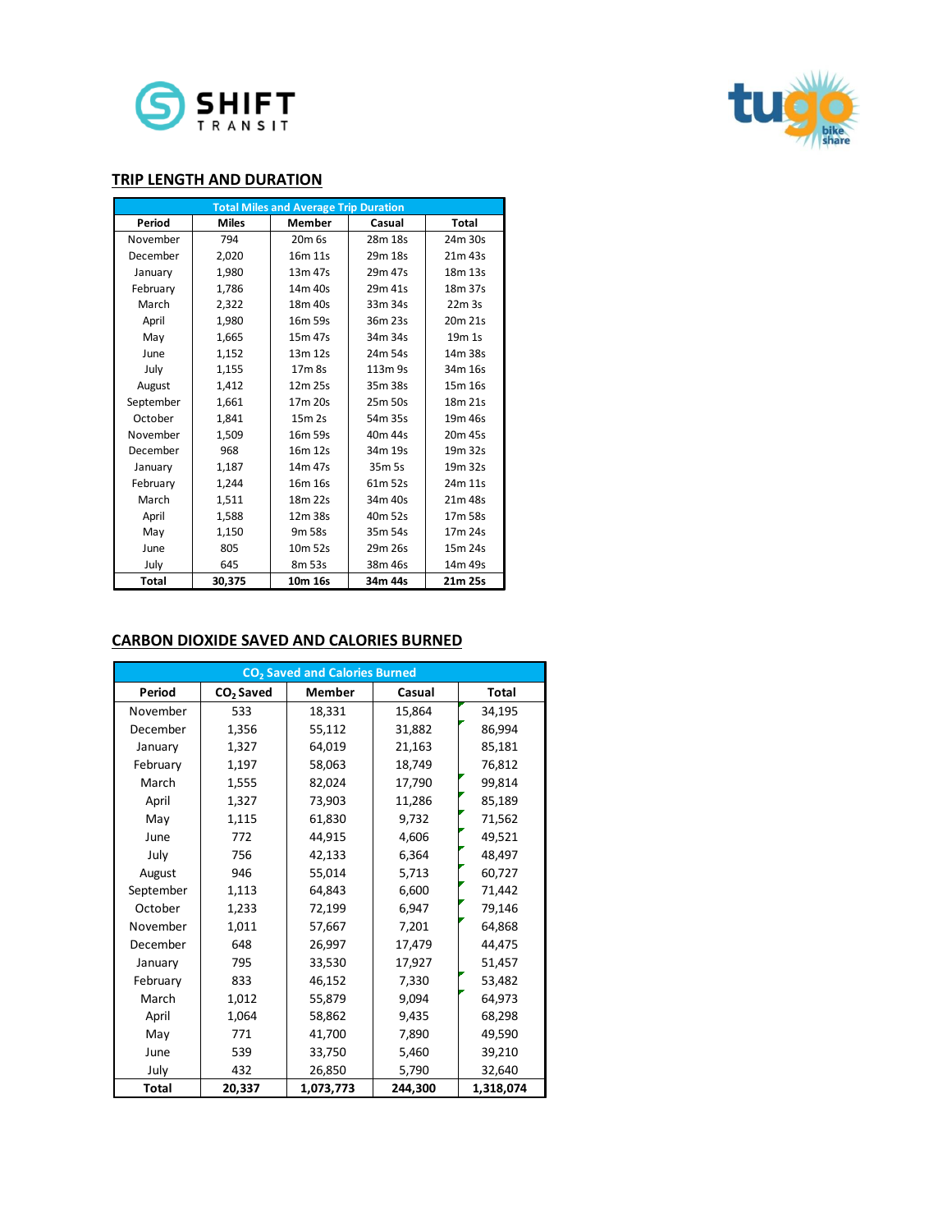## TRIP LENGTH AND DURATION

| Total Miles and Average Trip Duration | | | | |
|---|---|---|---|---|
| **Period** | **Miles** | **Member** | **Casual** | **Total** |
| November | 794 | 20m 6s | 28m 18s | 24m 30s |
| December | 2,020 | 16m 11s | 29m 18s | 21m 43s |
| January | 1,980 | 13m 47s | 29m 47s | 18m 13s |
| February | 1,786 | 14m 40s | 29m 41s | 18m 37s |
| March | 2,322 | 18m 40s | 33m 34s | 22m 3s |
| April | 1,980 | 16m 59s | 36m 23s | 20m 21s |
| May | 1,665 | 15m 47s | 34m 34s | 19m 1s |
| June | 1,152 | 13m 12s | 24m 54s | 14m 38s |
| July | 1,155 | 17m 8s | 113m 9s | 34m 16s |
| August | 1,412 | 12m 25s | 35m 38s | 15m 16s |
| September | 1,661 | 17m 20s | 25m 50s | 18m 21s |
| October | 1,841 | 15m 2s | 54m 35s | 19m 46s |
| November | 1,509 | 16m 59s | 40m 44s | 20m 45s |
| December | 968 | 16m 12s | 34m 19s | 19m 32s |
| January | 1,187 | 14m 47s | 35m 5s | 19m 32s |
| February | 1,244 | 16m 16s | 61m 52s | 24m 11s |
| March | 1,511 | 18m 22s | 34m 40s | 21m 48s |
| April | 1,588 | 12m 38s | 40m 52s | 17m 58s |
| May | 1,150 | 9m 58s | 35m 54s | 17m 24s |
| June | 805 | 10m 52s | 29m 26s | 15m 24s |
| July | 645 | 8m 53s | 38m 46s | 14m 49s |
| **Total** | **30,375** | **10m 16s** | **34m 44s** | **21m 25s** |

## CARBON DIOXIDE SAVED AND CALORIES BURNED

| $CO_2$ Saved and Calories Burned | | | | |
|---|---|---|---|---|
| **Period** | **$CO_2$ Saved** | **Member** | **Casual** | **Total** |
| November | 533 | 18,331 | 15,864 | 34,195 |
| December | 1,356 | 55,112 | 31,882 | 86,994 |
| January | 1,327 | 64,019 | 21,163 | 85,181 |
| February | 1,197 | 58,063 | 18,749 | 76,812 |
| March | 1,555 | 82,024 | 17,790 | 99,814 |
| April | 1,327 | 73,903 | 11,286 | 85,189 |
| May | 1,115 | 61,830 | 9,732 | 71,562 |
| June | 772 | 44,915 | 4,606 | 49,521 |
| July | 756 | 42,133 | 6,364 | 48,497 |
| August | 946 | 55,014 | 5,713 | 60,727 |
| September | 1,113 | 64,843 | 6,600 | 71,442 |
| October | 1,233 | 72,199 | 6,947 | 79,146 |
| November | 1,011 | 57,667 | 7,201 | 64,868 |
| December | 648 | 26,997 | 17,479 | 44,475 |
| January | 795 | 33,530 | 17,927 | 51,457 |
| February | 833 | 46,152 | 7,330 | 53,482 |
| March | 1,012 | 55,879 | 9,094 | 64,973 |
| April | 1,064 | 58,862 | 9,435 | 68,298 |
| May | 771 | 41,700 | 7,890 | 49,590 |
| June | 539 | 33,750 | 5,460 | 39,210 |
| July | 432 | 26,850 | 5,790 | 32,640 |
| **Total** | **20,337** | **1,073,773** | **244,300** | **1,318,074** |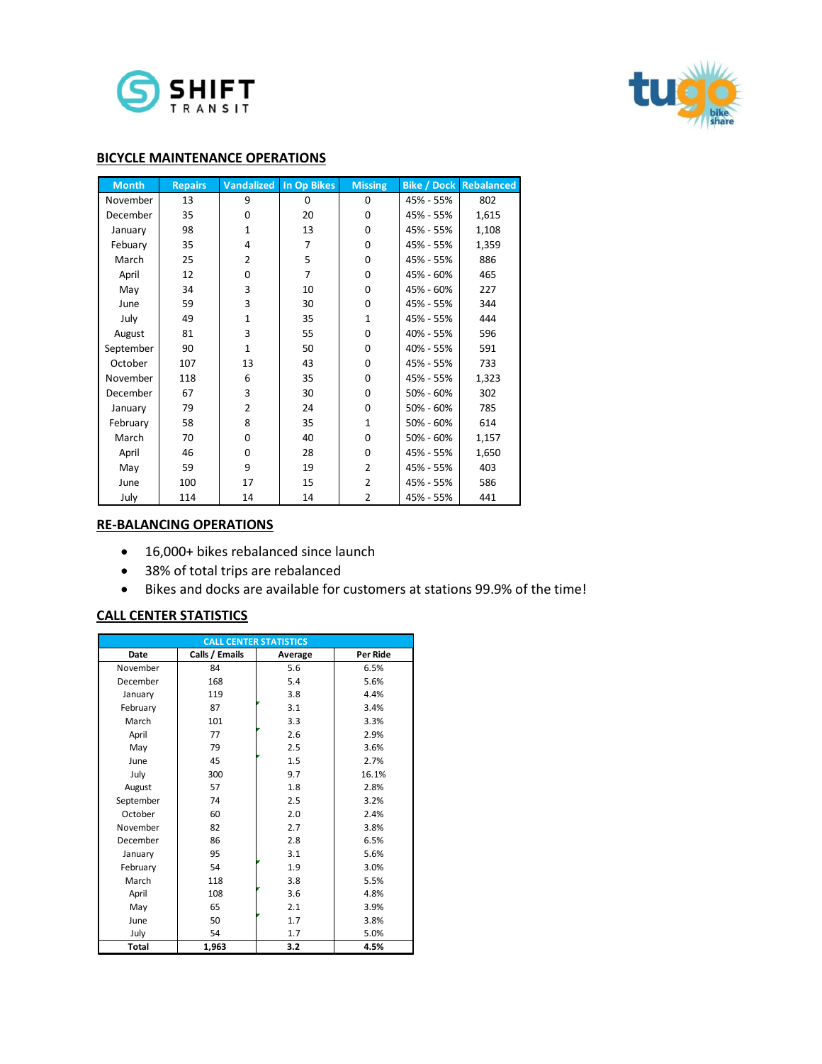SHIFT TRANSIT

tugo bike share

## BICYCLE MAINTENANCE OPERATIONS

| Month | Repairs | Vandalized | In Op Bikes | Missing | Bike / Dock | Rebalanced |
|---|---|---|---|---|---|---|
| November | 13 | 9 | 0 | 0 | 45% - 55% | 802 |
| December | 35 | 0 | 20 | 0 | 45% - 55% | 1,615 |
| January | 98 | 1 | 13 | 0 | 45% - 55% | 1,108 |
| Febuary | 35 | 4 | 7 | 0 | 45% - 55% | 1,359 |
| March | 25 | 2 | 5 | 0 | 45% - 55% | 886 |
| April | 12 | 0 | 7 | 0 | 45% - 60% | 465 |
| May | 34 | 3 | 10 | 0 | 45% - 60% | 227 |
| June | 59 | 3 | 30 | 0 | 45% - 55% | 344 |
| July | 49 | 1 | 35 | 1 | 45% - 55% | 444 |
| August | 81 | 3 | 55 | 0 | 40% - 55% | 596 |
| September | 90 | 1 | 50 | 0 | 40% - 55% | 591 |
| October | 107 | 13 | 43 | 0 | 45% - 55% | 733 |
| November | 118 | 6 | 35 | 0 | 45% - 55% | 1,323 |
| December | 67 | 3 | 30 | 0 | 50% - 60% | 302 |
| January | 79 | 2 | 24 | 0 | 50% - 60% | 785 |
| February | 58 | 8 | 35 | 1 | 50% - 60% | 614 |
| March | 70 | 0 | 40 | 0 | 50% - 60% | 1,157 |
| April | 46 | 0 | 28 | 0 | 45% - 55% | 1,650 |
| May | 59 | 9 | 19 | 2 | 45% - 55% | 403 |
| June | 100 | 17 | 15 | 2 | 45% - 55% | 586 |
| July | 114 | 14 | 14 | 2 | 45% - 55% | 441 |

## RE-BALANCING OPERATIONS

- 16,000+ bikes rebalanced since launch
- 38% of total trips are rebalanced
- Bikes and docks are available for customers at stations 99.9% of the time!

## CALL CENTER STATISTICS

| CALL CENTER STATISTICS | | | |
|---|---|---|---|
| **Date** | **Calls / Emails** | **Average** | **Per Ride** |
| November | 84 | 5.6 | 6.5% |
| December | 168 | 5.4 | 5.6% |
| January | 119 | 3.8 | 4.4% |
| February | 87 | 3.1 | 3.4% |
| March | 101 | 3.3 | 3.3% |
| April | 77 | 2.6 | 2.9% |
| May | 79 | 2.5 | 3.6% |
| June | 45 | 1.5 | 2.7% |
| July | 300 | 9.7 | 16.1% |
| August | 57 | 1.8 | 2.8% |
| September | 74 | 2.5 | 3.2% |
| October | 60 | 2.0 | 2.4% |
| November | 82 | 2.7 | 3.8% |
| December | 86 | 2.8 | 6.5% |
| January | 95 | 3.1 | 5.6% |
| February | 54 | 1.9 | 3.0% |
| March | 118 | 3.8 | 5.5% |
| April | 108 | 3.6 | 4.8% |
| May | 65 | 2.1 | 3.9% |
| June | 50 | 1.7 | 3.8% |
| July | 54 | 1.7 | 5.0% |
| **Total** | **1,963** | **3.2** | **4.5%** |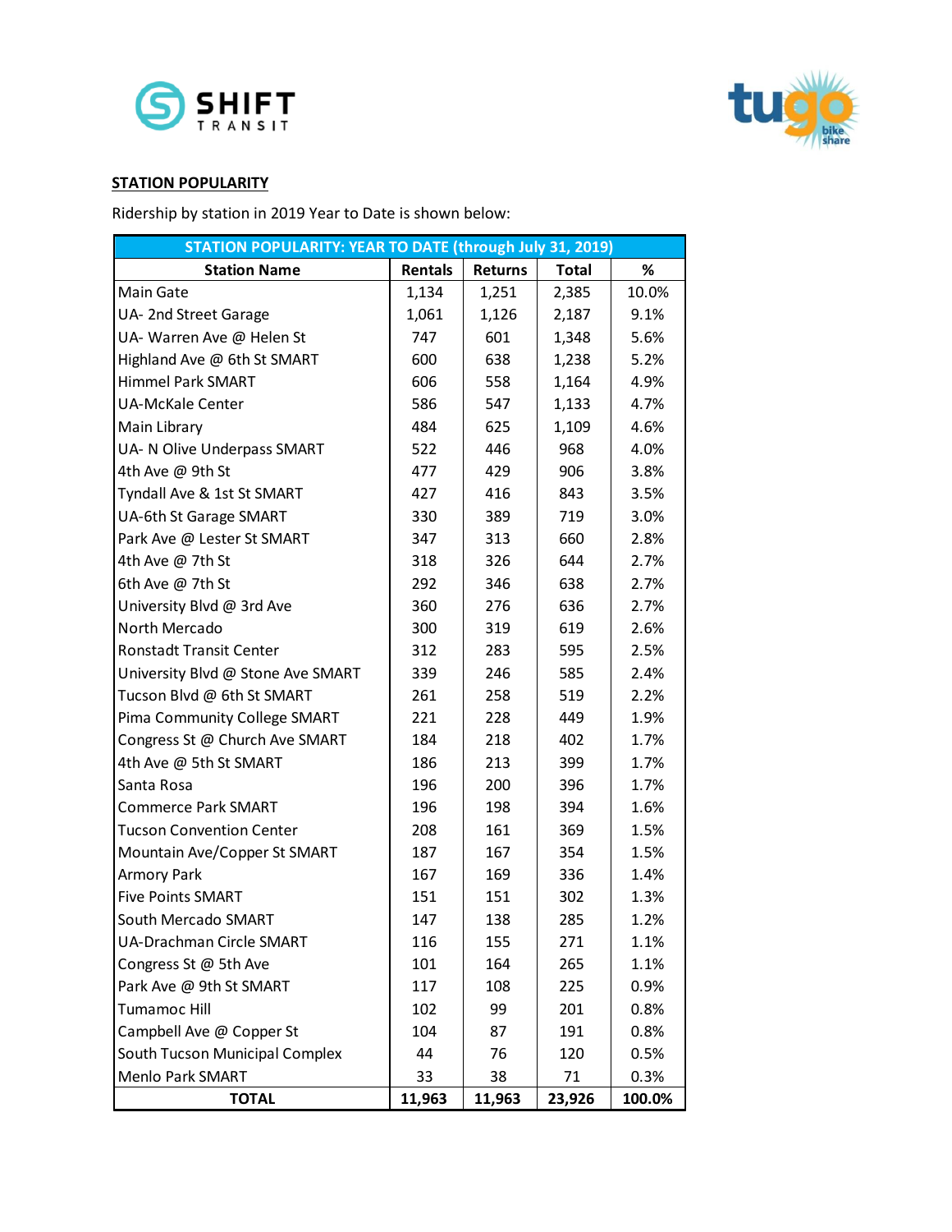**STATION POPULARITY**

Ridership by station in 2019 Year to Date is shown below:

| STATION POPULARITY: YEAR TO DATE (through July 31, 2019) | | | | |
|---|---|---|---|---|
| **Station Name** | **Rentals** | **Returns** | **Total** | **%** |
| Main Gate | 1,134 | 1,251 | 2,385 | 10.0% |
| UA- 2nd Street Garage | 1,061 | 1,126 | 2,187 | 9.1% |
| UA- Warren Ave @ Helen St | 747 | 601 | 1,348 | 5.6% |
| Highland Ave @ 6th St SMART | 600 | 638 | 1,238 | 5.2% |
| Himmel Park SMART | 606 | 558 | 1,164 | 4.9% |
| UA-McKale Center | 586 | 547 | 1,133 | 4.7% |
| Main Library | 484 | 625 | 1,109 | 4.6% |
| UA- N Olive Underpass SMART | 522 | 446 | 968 | 4.0% |
| 4th Ave @ 9th St | 477 | 429 | 906 | 3.8% |
| Tyndall Ave & 1st St SMART | 427 | 416 | 843 | 3.5% |
| UA-6th St Garage SMART | 330 | 389 | 719 | 3.0% |
| Park Ave @ Lester St SMART | 347 | 313 | 660 | 2.8% |
| 4th Ave @ 7th St | 318 | 326 | 644 | 2.7% |
| 6th Ave @ 7th St | 292 | 346 | 638 | 2.7% |
| University Blvd @ 3rd Ave | 360 | 276 | 636 | 2.7% |
| North Mercado | 300 | 319 | 619 | 2.6% |
| Ronstadt Transit Center | 312 | 283 | 595 | 2.5% |
| University Blvd @ Stone Ave SMART | 339 | 246 | 585 | 2.4% |
| Tucson Blvd @ 6th St SMART | 261 | 258 | 519 | 2.2% |
| Pima Community College SMART | 221 | 228 | 449 | 1.9% |
| Congress St @ Church Ave SMART | 184 | 218 | 402 | 1.7% |
| 4th Ave @ 5th St SMART | 186 | 213 | 399 | 1.7% |
| Santa Rosa | 196 | 200 | 396 | 1.7% |
| Commerce Park SMART | 196 | 198 | 394 | 1.6% |
| Tucson Convention Center | 208 | 161 | 369 | 1.5% |
| Mountain Ave/Copper St SMART | 187 | 167 | 354 | 1.5% |
| Armory Park | 167 | 169 | 336 | 1.4% |
| Five Points SMART | 151 | 151 | 302 | 1.3% |
| South Mercado SMART | 147 | 138 | 285 | 1.2% |
| UA-Drachman Circle SMART | 116 | 155 | 271 | 1.1% |
| Congress St @ 5th Ave | 101 | 164 | 265 | 1.1% |
| Park Ave @ 9th St SMART | 117 | 108 | 225 | 0.9% |
| Tumamoc Hill | 102 | 99 | 201 | 0.8% |
| Campbell Ave @ Copper St | 104 | 87 | 191 | 0.8% |
| South Tucson Municipal Complex | 44 | 76 | 120 | 0.5% |
| Menlo Park SMART | 33 | 38 | 71 | 0.3% |
| **TOTAL** | **11,963** | **11,963** | **23,926** | **100.0%** |